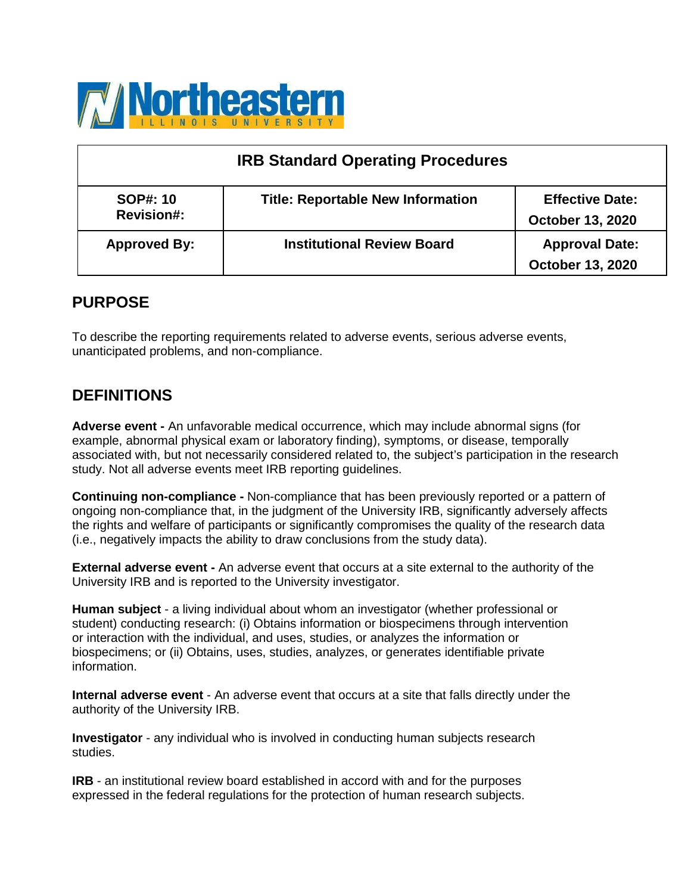Northeastern Illinois University

| IRB Standard Operating Procedures | | |
|---|---|---|
| **SOP#: 10**<br>**Revision#:** | **Title: Reportable New Information** | **Effective Date:**<br>**October 13, 2020** |
| **Approved By:** | **Institutional Review Board** | **Approval Date:**<br>**October 13, 2020** |

## PURPOSE

To describe the reporting requirements related to adverse events, serious adverse events, unanticipated problems, and non-compliance.

## DEFINITIONS

**Adverse event -** An unfavorable medical occurrence, which may include abnormal signs (for example, abnormal physical exam or laboratory finding), symptoms, or disease, temporally associated with, but not necessarily considered related to, the subject's participation in the research study. Not all adverse events meet IRB reporting guidelines.

**Continuing non-compliance -** Non-compliance that has been previously reported or a pattern of ongoing non-compliance that, in the judgment of the University IRB, significantly adversely affects the rights and welfare of participants or significantly compromises the quality of the research data (i.e., negatively impacts the ability to draw conclusions from the study data).

**External adverse event -** An adverse event that occurs at a site external to the authority of the University IRB and is reported to the University investigator.

**Human subject** - a living individual about whom an investigator (whether professional or student) conducting research: (i) Obtains information or biospecimens through intervention or interaction with the individual, and uses, studies, or analyzes the information or biospecimens; or (ii) Obtains, uses, studies, analyzes, or generates identifiable private information.

**Internal adverse event** - An adverse event that occurs at a site that falls directly under the authority of the University IRB.

**Investigator** - any individual who is involved in conducting human subjects research studies.

**IRB** - an institutional review board established in accord with and for the purposes expressed in the federal regulations for the protection of human research subjects.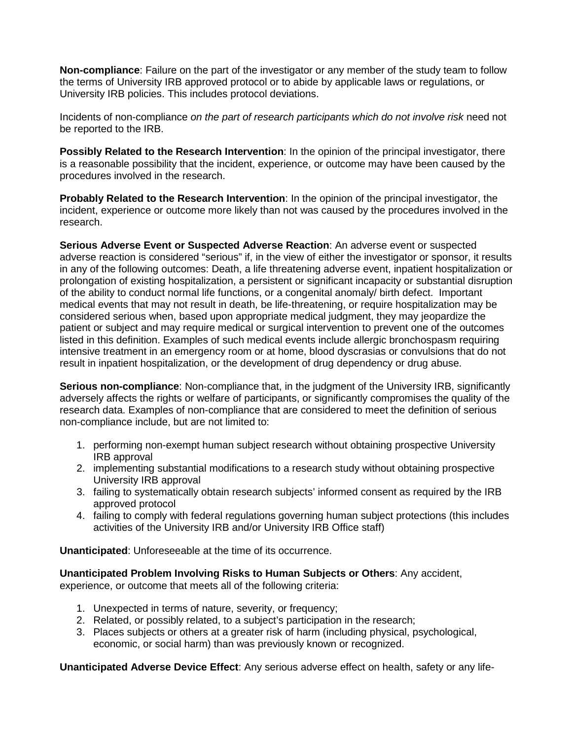**Non-compliance**: Failure on the part of the investigator or any member of the study team to follow the terms of University IRB approved protocol or to abide by applicable laws or regulations, or University IRB policies. This includes protocol deviations.

Incidents of non-compliance *on the part of research participants which do not involve risk* need not be reported to the IRB.

**Possibly Related to the Research Intervention**: In the opinion of the principal investigator, there is a reasonable possibility that the incident, experience, or outcome may have been caused by the procedures involved in the research.

**Probably Related to the Research Intervention**: In the opinion of the principal investigator, the incident, experience or outcome more likely than not was caused by the procedures involved in the research.

**Serious Adverse Event or Suspected Adverse Reaction**: An adverse event or suspected adverse reaction is considered "serious" if, in the view of either the investigator or sponsor, it results in any of the following outcomes: Death, a life threatening adverse event, inpatient hospitalization or prolongation of existing hospitalization, a persistent or significant incapacity or substantial disruption of the ability to conduct normal life functions, or a congenital anomaly/ birth defect. Important medical events that may not result in death, be life-threatening, or require hospitalization may be considered serious when, based upon appropriate medical judgment, they may jeopardize the patient or subject and may require medical or surgical intervention to prevent one of the outcomes listed in this definition. Examples of such medical events include allergic bronchospasm requiring intensive treatment in an emergency room or at home, blood dyscrasias or convulsions that do not result in inpatient hospitalization, or the development of drug dependency or drug abuse.

**Serious non-compliance**: Non-compliance that, in the judgment of the University IRB, significantly adversely affects the rights or welfare of participants, or significantly compromises the quality of the research data. Examples of non-compliance that are considered to meet the definition of serious non-compliance include, but are not limited to:

1. performing non-exempt human subject research without obtaining prospective University IRB approval
2. implementing substantial modifications to a research study without obtaining prospective University IRB approval
3. failing to systematically obtain research subjects' informed consent as required by the IRB approved protocol
4. failing to comply with federal regulations governing human subject protections (this includes activities of the University IRB and/or University IRB Office staff)

**Unanticipated**: Unforeseeable at the time of its occurrence.

**Unanticipated Problem Involving Risks to Human Subjects or Others**: Any accident, experience, or outcome that meets all of the following criteria:

1. Unexpected in terms of nature, severity, or frequency;
2. Related, or possibly related, to a subject's participation in the research;
3. Places subjects or others at a greater risk of harm (including physical, psychological, economic, or social harm) than was previously known or recognized.

**Unanticipated Adverse Device Effect**: Any serious adverse effect on health, safety or any life-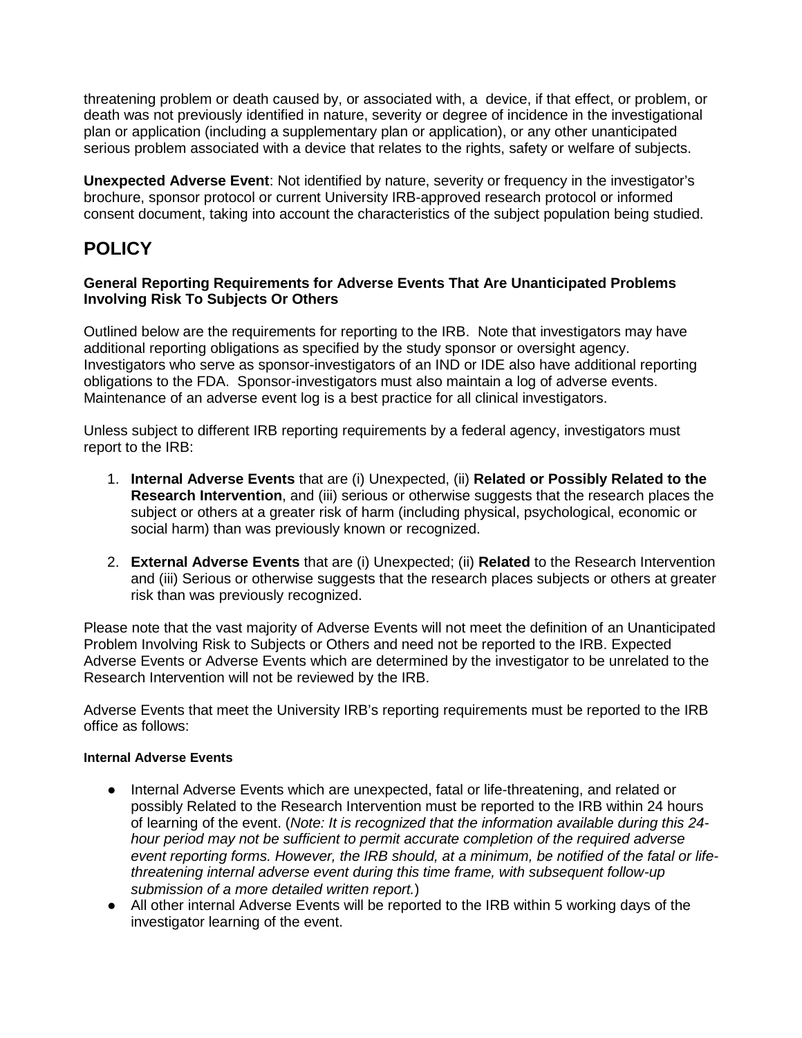threatening problem or death caused by, or associated with, a device, if that effect, or problem, or death was not previously identified in nature, severity or degree of incidence in the investigational plan or application (including a supplementary plan or application), or any other unanticipated serious problem associated with a device that relates to the rights, safety or welfare of subjects.

**Unexpected Adverse Event**: Not identified by nature, severity or frequency in the investigator's brochure, sponsor protocol or current University IRB-approved research protocol or informed consent document, taking into account the characteristics of the subject population being studied.

# POLICY

### General Reporting Requirements for Adverse Events That Are Unanticipated Problems Involving Risk To Subjects Or Others

Outlined below are the requirements for reporting to the IRB. Note that investigators may have additional reporting obligations as specified by the study sponsor or oversight agency. Investigators who serve as sponsor-investigators of an IND or IDE also have additional reporting obligations to the FDA. Sponsor-investigators must also maintain a log of adverse events. Maintenance of an adverse event log is a best practice for all clinical investigators.

Unless subject to different IRB reporting requirements by a federal agency, investigators must report to the IRB:

1. **Internal Adverse Events** that are (i) Unexpected, (ii) **Related or Possibly Related to the Research Intervention**, and (iii) serious or otherwise suggests that the research places the subject or others at a greater risk of harm (including physical, psychological, economic or social harm) than was previously known or recognized.

2. **External Adverse Events** that are (i) Unexpected; (ii) **Related** to the Research Intervention and (iii) Serious or otherwise suggests that the research places subjects or others at greater risk than was previously recognized.

Please note that the vast majority of Adverse Events will not meet the definition of an Unanticipated Problem Involving Risk to Subjects or Others and need not be reported to the IRB. Expected Adverse Events or Adverse Events which are determined by the investigator to be unrelated to the Research Intervention will not be reviewed by the IRB.

Adverse Events that meet the University IRB's reporting requirements must be reported to the IRB office as follows:

#### Internal Adverse Events

- Internal Adverse Events which are unexpected, fatal or life-threatening, and related or possibly Related to the Research Intervention must be reported to the IRB within 24 hours of learning of the event. (*Note: It is recognized that the information available during this 24-hour period may not be sufficient to permit accurate completion of the required adverse event reporting forms. However, the IRB should, at a minimum, be notified of the fatal or life-threatening internal adverse event during this time frame, with subsequent follow-up submission of a more detailed written report.*)
- All other internal Adverse Events will be reported to the IRB within 5 working days of the investigator learning of the event.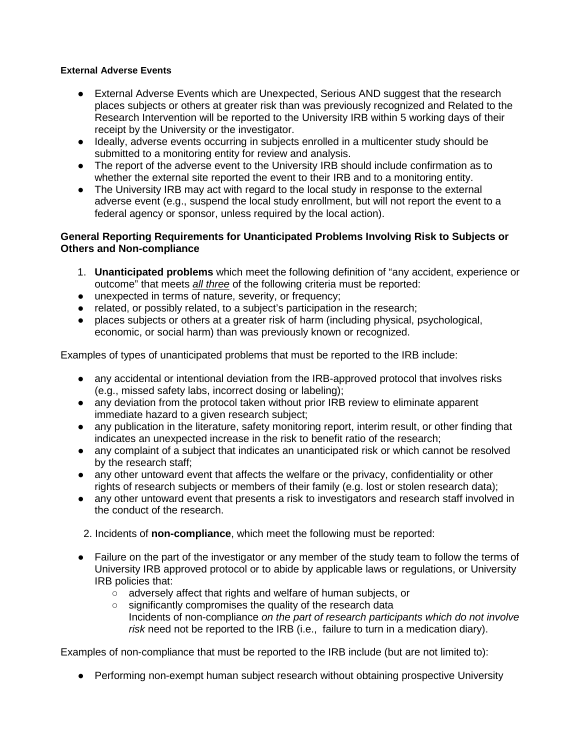**External Adverse Events**

- External Adverse Events which are Unexpected, Serious AND suggest that the research places subjects or others at greater risk than was previously recognized and Related to the Research Intervention will be reported to the University IRB within 5 working days of their receipt by the University or the investigator.
- Ideally, adverse events occurring in subjects enrolled in a multicenter study should be submitted to a monitoring entity for review and analysis.
- The report of the adverse event to the University IRB should include confirmation as to whether the external site reported the event to their IRB and to a monitoring entity.
- The University IRB may act with regard to the local study in response to the external adverse event (e.g., suspend the local study enrollment, but will not report the event to a federal agency or sponsor, unless required by the local action).

**General Reporting Requirements for Unanticipated Problems Involving Risk to Subjects or Others and Non-compliance**

1. **Unanticipated problems** which meet the following definition of "any accident, experience or outcome" that meets *all three* of the following criteria must be reported:

- unexpected in terms of nature, severity, or frequency;
- related, or possibly related, to a subject's participation in the research;
- places subjects or others at a greater risk of harm (including physical, psychological, economic, or social harm) than was previously known or recognized.

Examples of types of unanticipated problems that must be reported to the IRB include:

- any accidental or intentional deviation from the IRB-approved protocol that involves risks (e.g., missed safety labs, incorrect dosing or labeling);
- any deviation from the protocol taken without prior IRB review to eliminate apparent immediate hazard to a given research subject;
- any publication in the literature, safety monitoring report, interim result, or other finding that indicates an unexpected increase in the risk to benefit ratio of the research;
- any complaint of a subject that indicates an unanticipated risk or which cannot be resolved by the research staff;
- any other untoward event that affects the welfare or the privacy, confidentiality or other rights of research subjects or members of their family (e.g. lost or stolen research data);
- any other untoward event that presents a risk to investigators and research staff involved in the conduct of the research.

2. Incidents of **non-compliance**, which meet the following must be reported:

- Failure on the part of the investigator or any member of the study team to follow the terms of University IRB approved protocol or to abide by applicable laws or regulations, or University IRB policies that:
  - adversely affect that rights and welfare of human subjects, or
  - significantly compromises the quality of the research data
    Incidents of non-compliance *on the part of research participants which do not involve risk* need not be reported to the IRB (i.e., failure to turn in a medication diary).

Examples of non-compliance that must be reported to the IRB include (but are not limited to):

- Performing non-exempt human subject research without obtaining prospective University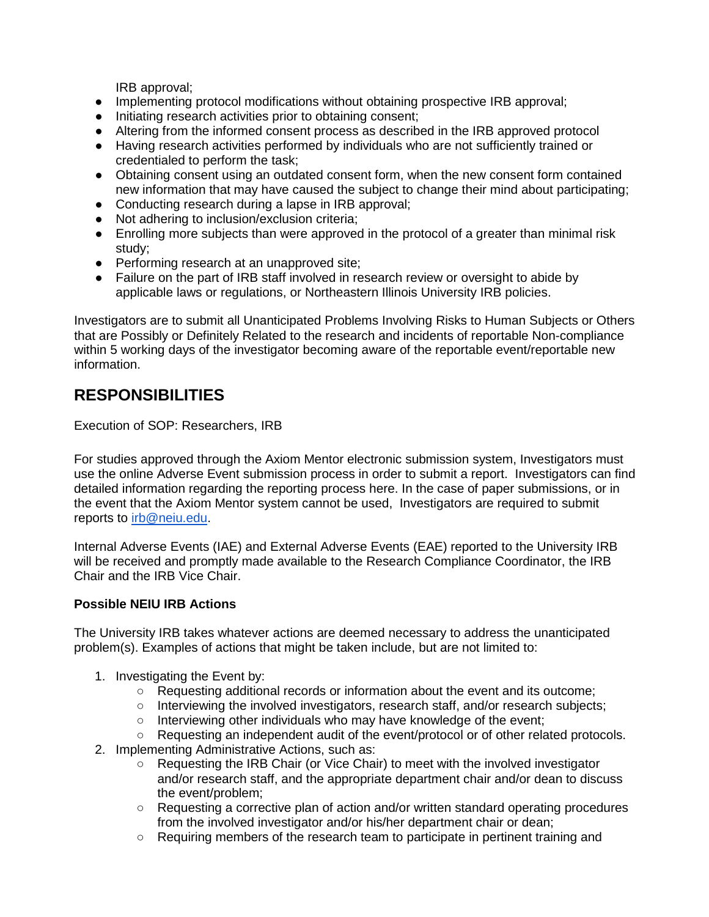IRB approval;

- Implementing protocol modifications without obtaining prospective IRB approval;
- Initiating research activities prior to obtaining consent;
- Altering from the informed consent process as described in the IRB approved protocol
- Having research activities performed by individuals who are not sufficiently trained or credentialed to perform the task;
- Obtaining consent using an outdated consent form, when the new consent form contained new information that may have caused the subject to change their mind about participating;
- Conducting research during a lapse in IRB approval;
- Not adhering to inclusion/exclusion criteria;
- Enrolling more subjects than were approved in the protocol of a greater than minimal risk study;
- Performing research at an unapproved site;
- Failure on the part of IRB staff involved in research review or oversight to abide by applicable laws or regulations, or Northeastern Illinois University IRB policies.

Investigators are to submit all Unanticipated Problems Involving Risks to Human Subjects or Others that are Possibly or Definitely Related to the research and incidents of reportable Non-compliance within 5 working days of the investigator becoming aware of the reportable event/reportable new information.

## RESPONSIBILITIES

Execution of SOP: Researchers, IRB

For studies approved through the Axiom Mentor electronic submission system, Investigators must use the online Adverse Event submission process in order to submit a report. Investigators can find detailed information regarding the reporting process here. In the case of paper submissions, or in the event that the Axiom Mentor system cannot be used, Investigators are required to submit reports to irb@neiu.edu.

Internal Adverse Events (IAE) and External Adverse Events (EAE) reported to the University IRB will be received and promptly made available to the Research Compliance Coordinator, the IRB Chair and the IRB Vice Chair.

**Possible NEIU IRB Actions**

The University IRB takes whatever actions are deemed necessary to address the unanticipated problem(s). Examples of actions that might be taken include, but are not limited to:

1. Investigating the Event by:
    - Requesting additional records or information about the event and its outcome;
    - Interviewing the involved investigators, research staff, and/or research subjects;
    - Interviewing other individuals who may have knowledge of the event;
    - Requesting an independent audit of the event/protocol or of other related protocols.
2. Implementing Administrative Actions, such as:
    - Requesting the IRB Chair (or Vice Chair) to meet with the involved investigator and/or research staff, and the appropriate department chair and/or dean to discuss the event/problem;
    - Requesting a corrective plan of action and/or written standard operating procedures from the involved investigator and/or his/her department chair or dean;
    - Requiring members of the research team to participate in pertinent training and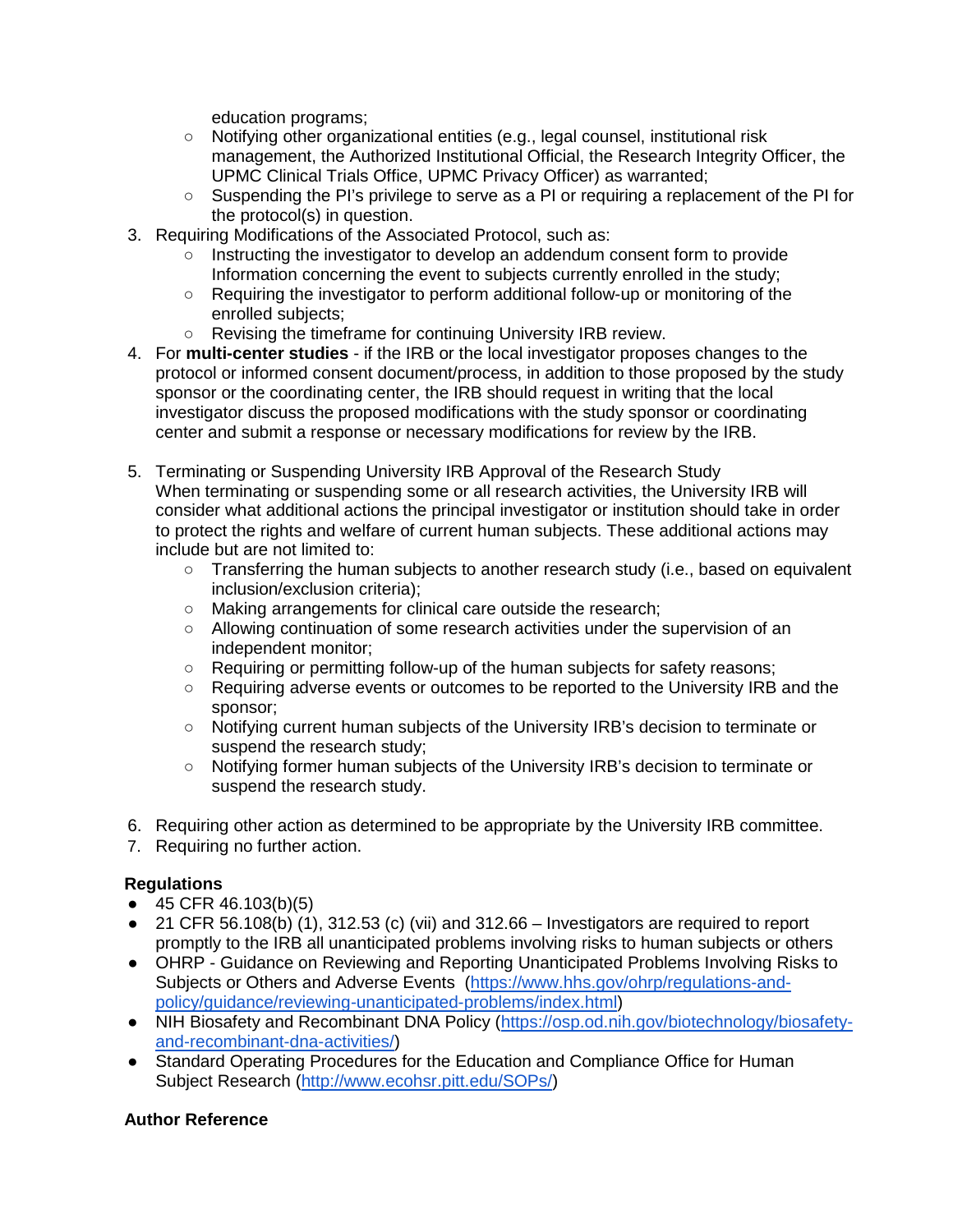education programs;
    - Notifying other organizational entities (e.g., legal counsel, institutional risk management, the Authorized Institutional Official, the Research Integrity Officer, the UPMC Clinical Trials Office, UPMC Privacy Officer) as warranted;
    - Suspending the PI's privilege to serve as a PI or requiring a replacement of the PI for the protocol(s) in question.
3. Requiring Modifications of the Associated Protocol, such as:
    - Instructing the investigator to develop an addendum consent form to provide Information concerning the event to subjects currently enrolled in the study;
    - Requiring the investigator to perform additional follow-up or monitoring of the enrolled subjects;
    - Revising the timeframe for continuing University IRB review.
4. For **multi-center studies** - if the IRB or the local investigator proposes changes to the protocol or informed consent document/process, in addition to those proposed by the study sponsor or the coordinating center, the IRB should request in writing that the local investigator discuss the proposed modifications with the study sponsor or coordinating center and submit a response or necessary modifications for review by the IRB.

5. Terminating or Suspending University IRB Approval of the Research Study
   When terminating or suspending some or all research activities, the University IRB will consider what additional actions the principal investigator or institution should take in order to protect the rights and welfare of current human subjects. These additional actions may include but are not limited to:
    - Transferring the human subjects to another research study (i.e., based on equivalent inclusion/exclusion criteria);
    - Making arrangements for clinical care outside the research;
    - Allowing continuation of some research activities under the supervision of an independent monitor;
    - Requiring or permitting follow-up of the human subjects for safety reasons;
    - Requiring adverse events or outcomes to be reported to the University IRB and the sponsor;
    - Notifying current human subjects of the University IRB's decision to terminate or suspend the research study;
    - Notifying former human subjects of the University IRB's decision to terminate or suspend the research study.

6. Requiring other action as determined to be appropriate by the University IRB committee.
7. Requiring no further action.

**Regulations**

- 45 CFR 46.103(b)(5)
- 21 CFR 56.108(b) (1), 312.53 (c) (vii) and 312.66 – Investigators are required to report promptly to the IRB all unanticipated problems involving risks to human subjects or others
- OHRP - Guidance on Reviewing and Reporting Unanticipated Problems Involving Risks to Subjects or Others and Adverse Events (https://www.hhs.gov/ohrp/regulations-and-policy/guidance/reviewing-unanticipated-problems/index.html)
- NIH Biosafety and Recombinant DNA Policy (https://osp.od.nih.gov/biotechnology/biosafety-and-recombinant-dna-activities/)
- Standard Operating Procedures for the Education and Compliance Office for Human Subject Research (http://www.ecohsr.pitt.edu/SOPs/)

**Author Reference**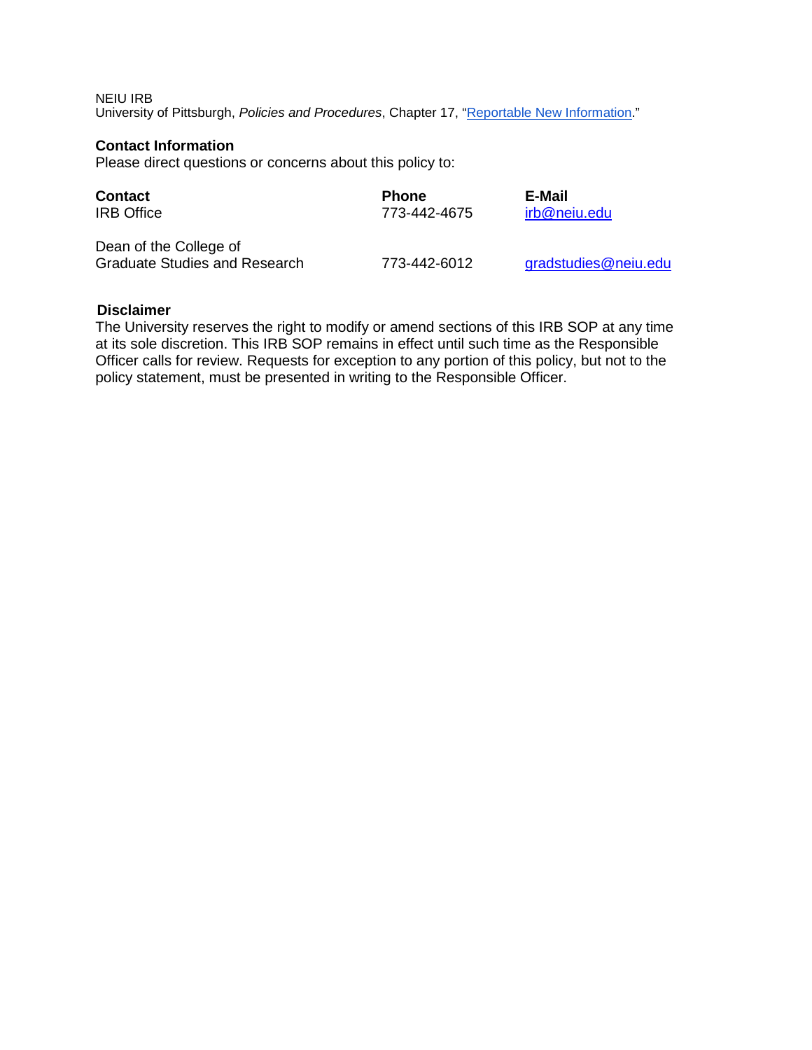NEIU IRB
University of Pittsburgh, *Policies and Procedures*, Chapter 17, "Reportable New Information."

**Contact Information**

Please direct questions or concerns about this policy to:

| Contact | Phone | E-Mail |
| --- | --- | --- |
| IRB Office | 773-442-4675 | irb@neiu.edu |
| Dean of the College of Graduate Studies and Research | 773-442-6012 | gradstudies@neiu.edu |

**Disclaimer**

The University reserves the right to modify or amend sections of this IRB SOP at any time at its sole discretion. This IRB SOP remains in effect until such time as the Responsible Officer calls for review. Requests for exception to any portion of this policy, but not to the policy statement, must be presented in writing to the Responsible Officer.